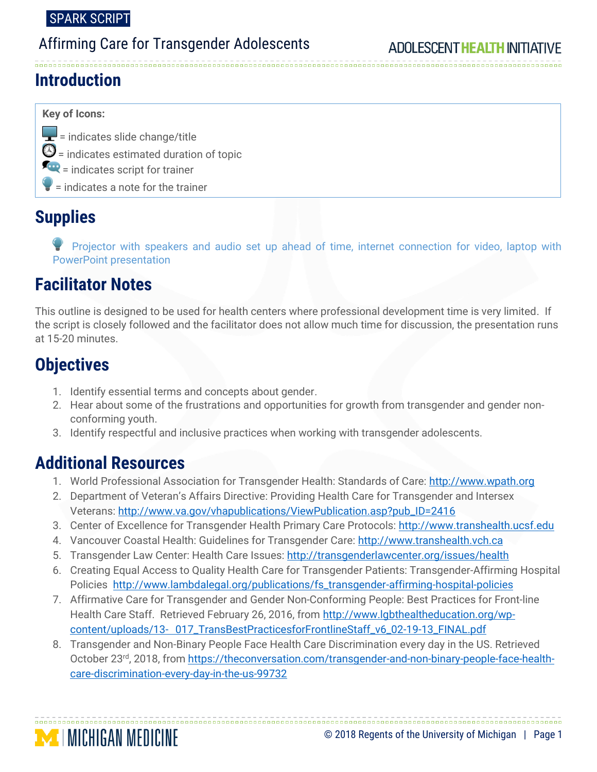SPARK SCRIPT

# Affirming Care for Transgender Adolescents

ADOLESCENT HEALTH INITIATIVE

## Introduction

**Key of Icons:**

= indicates slide change/title
= indicates estimated duration of topic
= indicates script for trainer
= indicates a note for the trainer

## Supplies

Projector with speakers and audio set up ahead of time, internet connection for video, laptop with PowerPoint presentation

## Facilitator Notes

This outline is designed to be used for health centers where professional development time is very limited. If the script is closely followed and the facilitator does not allow much time for discussion, the presentation runs at 15-20 minutes.

## Objectives

1. Identify essential terms and concepts about gender.
2. Hear about some of the frustrations and opportunities for growth from transgender and gender non-conforming youth.
3. Identify respectful and inclusive practices when working with transgender adolescents.

## Additional Resources

1. World Professional Association for Transgender Health: Standards of Care: http://www.wpath.org
2. Department of Veteran's Affairs Directive: Providing Health Care for Transgender and Intersex Veterans: http://www.va.gov/vhapublications/ViewPublication.asp?pub_ID=2416
3. Center of Excellence for Transgender Health Primary Care Protocols: http://www.transhealth.ucsf.edu
4. Vancouver Coastal Health: Guidelines for Transgender Care: http://www.transhealth.vch.ca
5. Transgender Law Center: Health Care Issues: http://transgenderlawcenter.org/issues/health
6. Creating Equal Access to Quality Health Care for Transgender Patients: Transgender-Affirming Hospital Policies http://www.lambdalegal.org/publications/fs_transgender-affirming-hospital-policies
7. Affirmative Care for Transgender and Gender Non-Conforming People: Best Practices for Front-line Health Care Staff. Retrieved February 26, 2016, from http://www.lgbthealtheducation.org/wp-content/uploads/13-_017_TransBestPracticesforFrontlineStaff_v6_02-19-13_FINAL.pdf
8. Transgender and Non-Binary People Face Health Care Discrimination every day in the US. Retrieved October 23rd, 2018, from https://theconversation.com/transgender-and-non-binary-people-face-health-care-discrimination-every-day-in-the-us-99732

MICHIGAN MEDICINE

© 2018 Regents of the University of Michigan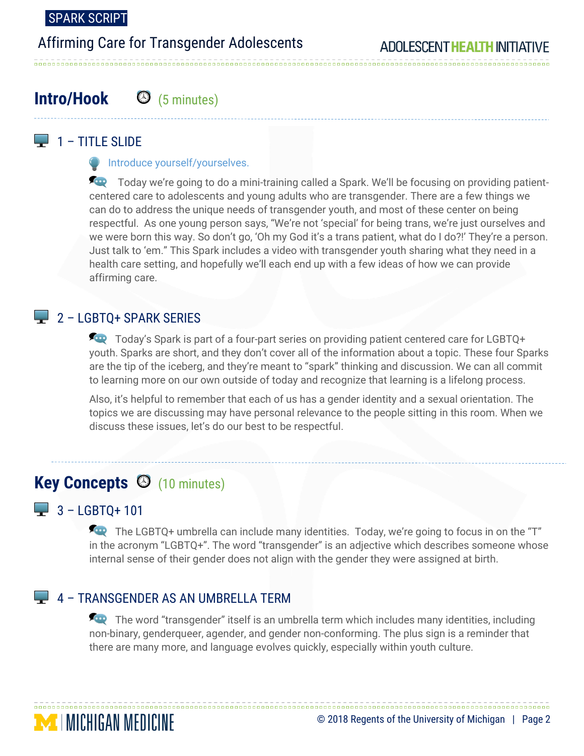## Intro/Hook (5 minutes)

### 1 – TITLE SLIDE

Introduce yourself/yourselves.

Today we're going to do a mini-training called a Spark. We'll be focusing on providing patient-centered care to adolescents and young adults who are transgender. There are a few things we can do to address the unique needs of transgender youth, and most of these center on being respectful. As one young person says, "We're not 'special' for being trans, we're just ourselves and we were born this way. So don't go, 'Oh my God it's a trans patient, what do I do?!' They're a person. Just talk to 'em." This Spark includes a video with transgender youth sharing what they need in a health care setting, and hopefully we'll each end up with a few ideas of how we can provide affirming care.

### 2 – LGBTQ+ SPARK SERIES

Today's Spark is part of a four-part series on providing patient centered care for LGBTQ+ youth. Sparks are short, and they don't cover all of the information about a topic. These four Sparks are the tip of the iceberg, and they're meant to "spark" thinking and discussion. We can all commit to learning more on our own outside of today and recognize that learning is a lifelong process.

Also, it's helpful to remember that each of us has a gender identity and a sexual orientation. The topics we are discussing may have personal relevance to the people sitting in this room. When we discuss these issues, let's do our best to be respectful.

## Key Concepts (10 minutes)

### 3 – LGBTQ+ 101

The LGBTQ+ umbrella can include many identities. Today, we're going to focus in on the "T" in the acronym "LGBTQ+". The word "transgender" is an adjective which describes someone whose internal sense of their gender does not align with the gender they were assigned at birth.

### 4 – TRANSGENDER AS AN UMBRELLA TERM

The word "transgender" itself is an umbrella term which includes many identities, including non-binary, genderqueer, agender, and gender non-conforming. The plus sign is a reminder that there are many more, and language evolves quickly, especially within youth culture.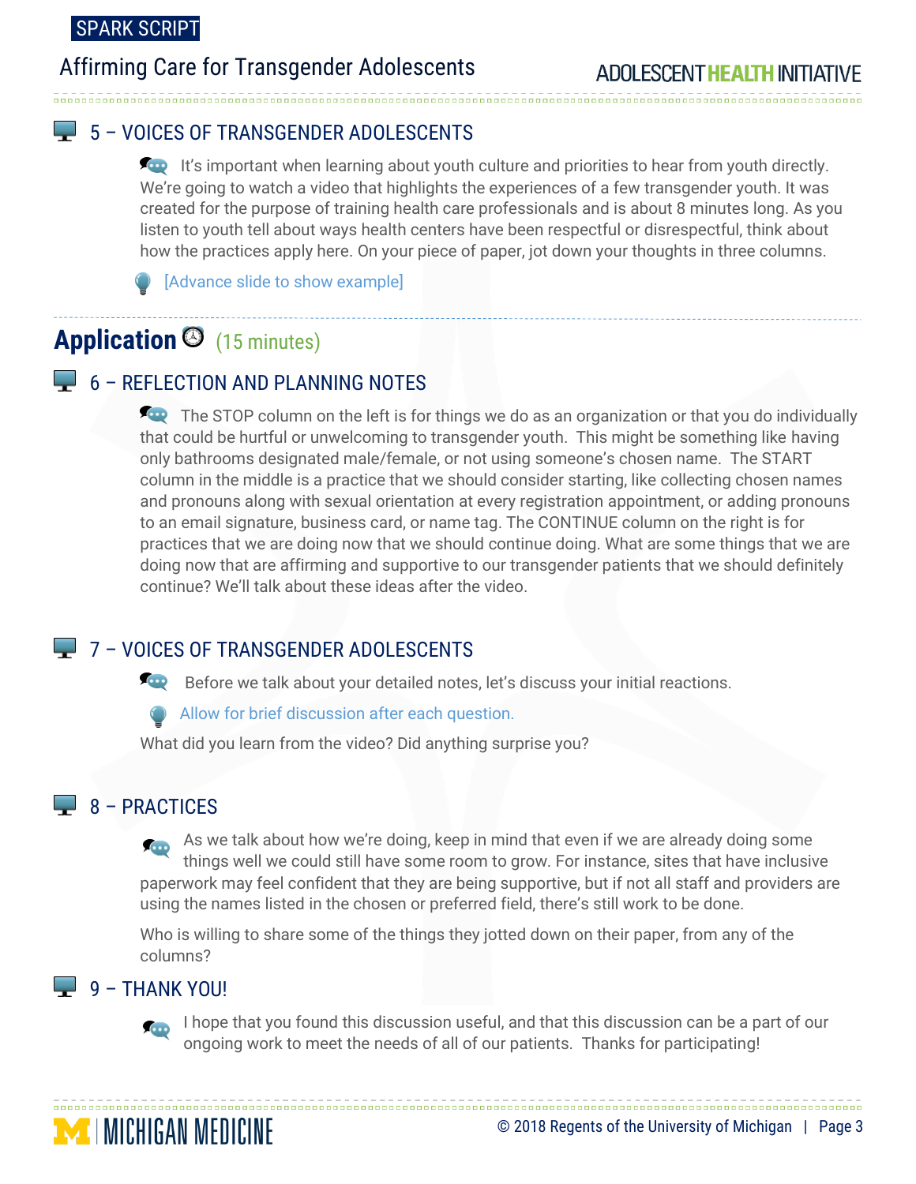## 5 – VOICES OF TRANSGENDER ADOLESCENTS

It's important when learning about youth culture and priorities to hear from youth directly. We're going to watch a video that highlights the experiences of a few transgender youth. It was created for the purpose of training health care professionals and is about 8 minutes long. As you listen to youth tell about ways health centers have been respectful or disrespectful, think about how the practices apply here. On your piece of paper, jot down your thoughts in three columns.

[Advance slide to show example]

# Application (15 minutes)

## 6 – REFLECTION AND PLANNING NOTES

The STOP column on the left is for things we do as an organization or that you do individually that could be hurtful or unwelcoming to transgender youth. This might be something like having only bathrooms designated male/female, or not using someone's chosen name. The START column in the middle is a practice that we should consider starting, like collecting chosen names and pronouns along with sexual orientation at every registration appointment, or adding pronouns to an email signature, business card, or name tag. The CONTINUE column on the right is for practices that we are doing now that we should continue doing. What are some things that we are doing now that are affirming and supportive to our transgender patients that we should definitely continue? We'll talk about these ideas after the video.

## 7 – VOICES OF TRANSGENDER ADOLESCENTS

Before we talk about your detailed notes, let's discuss your initial reactions.

Allow for brief discussion after each question.

What did you learn from the video? Did anything surprise you?

## 8 – PRACTICES

As we talk about how we're doing, keep in mind that even if we are already doing some things well we could still have some room to grow. For instance, sites that have inclusive paperwork may feel confident that they are being supportive, but if not all staff and providers are using the names listed in the chosen or preferred field, there's still work to be done.

Who is willing to share some of the things they jotted down on their paper, from any of the columns?

## 9 – THANK YOU!

I hope that you found this discussion useful, and that this discussion can be a part of our ongoing work to meet the needs of all of our patients. Thanks for participating!